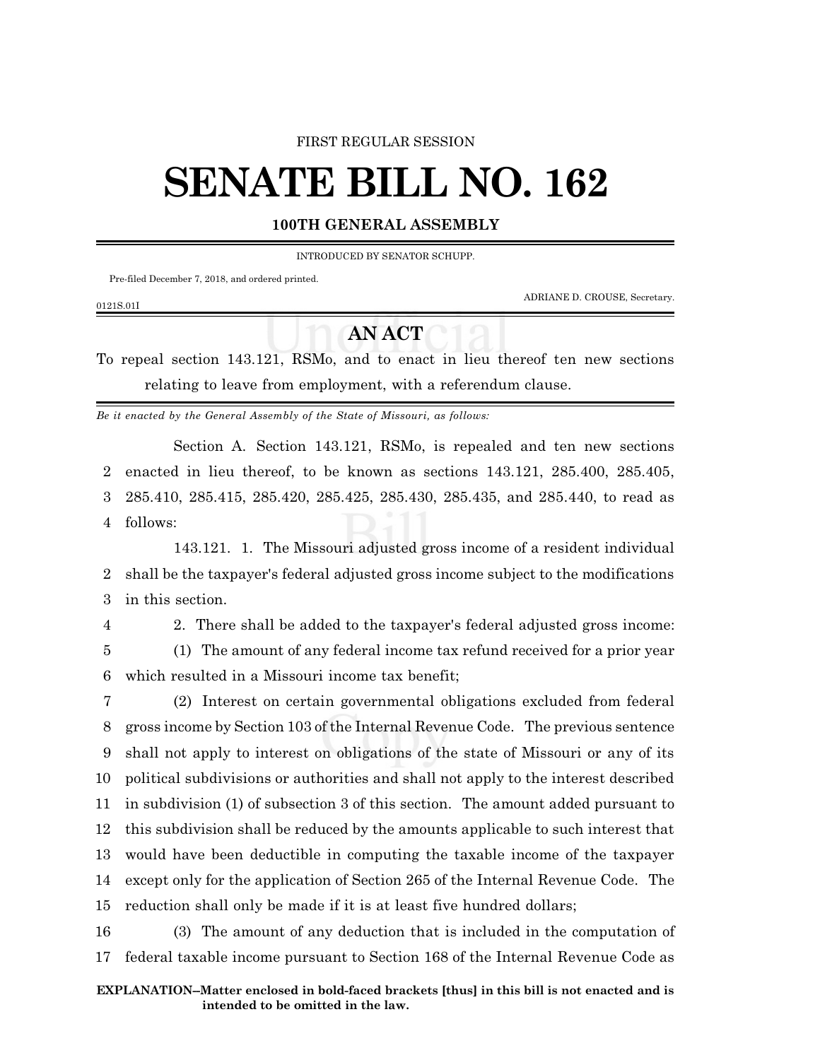FIRST REGULAR SESSION

# SENATE BILL NO. 162

**100TH GENERAL ASSEMBLY**

INTRODUCED BY SENATOR SCHUPP.

Pre-filed December 7, 2018, and ordered printed.

ADRIANE D. CROUSE, Secretary.

0121S.01I

## AN ACT

To repeal section 143.121, RSMo, and to enact in lieu thereof ten new sections relating to leave from employment, with a referendum clause.

*Be it enacted by the General Assembly of the State of Missouri, as follows:*

Section A. Section 143.121, RSMo, is repealed and ten new sections enacted in lieu thereof, to be known as sections 143.121, 285.400, 285.405, 285.410, 285.415, 285.420, 285.425, 285.430, 285.435, and 285.440, to read as follows:

143.121. 1. The Missouri adjusted gross income of a resident individual shall be the taxpayer's federal adjusted gross income subject to the modifications in this section.

2. There shall be added to the taxpayer's federal adjusted gross income:

(1) The amount of any federal income tax refund received for a prior year which resulted in a Missouri income tax benefit;

(2) Interest on certain governmental obligations excluded from federal gross income by Section 103 of the Internal Revenue Code. The previous sentence shall not apply to interest on obligations of the state of Missouri or any of its political subdivisions or authorities and shall not apply to the interest described in subdivision (1) of subsection 3 of this section. The amount added pursuant to this subdivision shall be reduced by the amounts applicable to such interest that would have been deductible in computing the taxable income of the taxpayer except only for the application of Section 265 of the Internal Revenue Code. The reduction shall only be made if it is at least five hundred dollars;

(3) The amount of any deduction that is included in the computation of federal taxable income pursuant to Section 168 of the Internal Revenue Code as

**EXPLANATION–Matter enclosed in bold-faced brackets [thus] in this bill is not enacted and is intended to be omitted in the law.**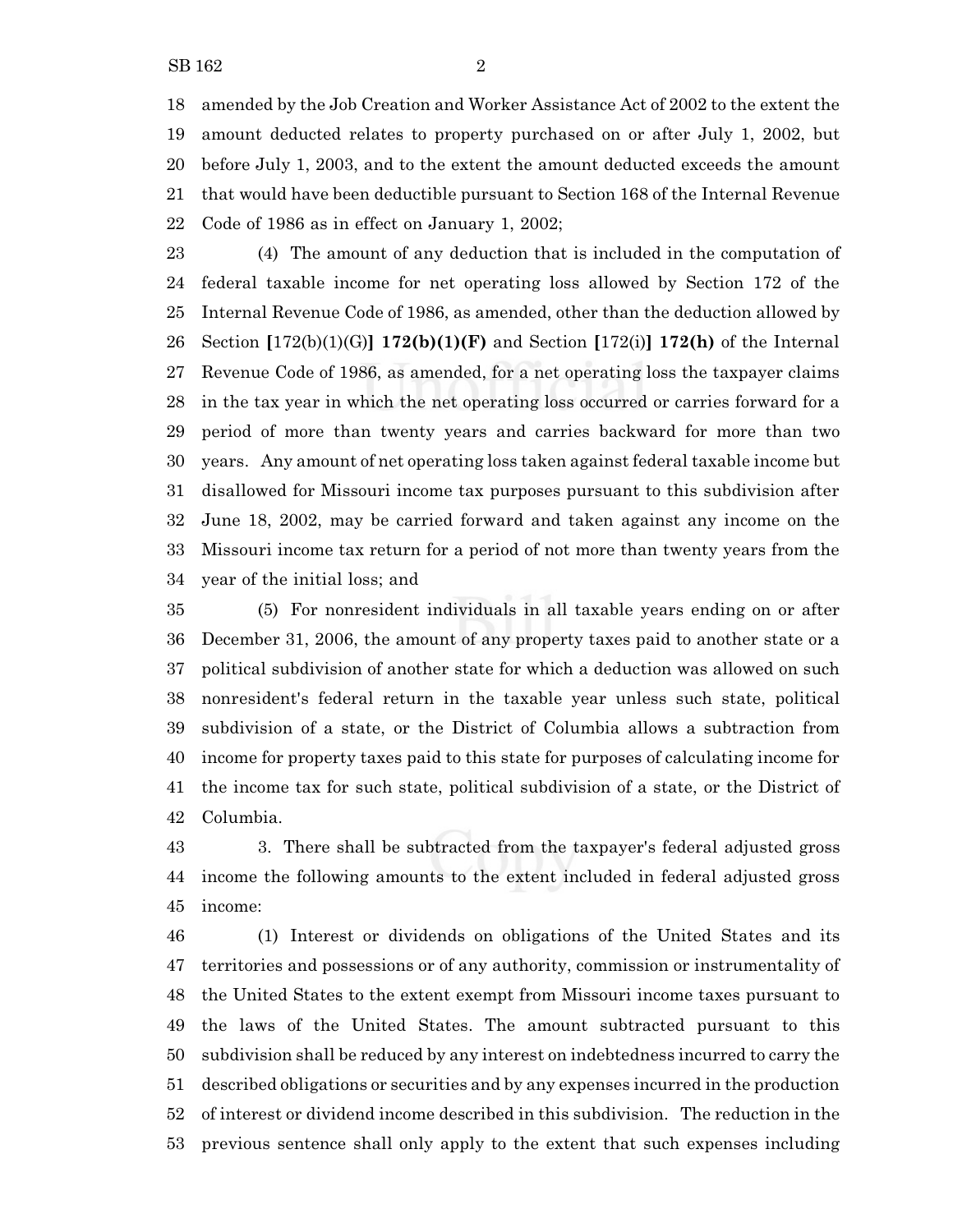amended by the Job Creation and Worker Assistance Act of 2002 to the extent the amount deducted relates to property purchased on or after July 1, 2002, but before July 1, 2003, and to the extent the amount deducted exceeds the amount that would have been deductible pursuant to Section 168 of the Internal Revenue Code of 1986 as in effect on January 1, 2002;

(4) The amount of any deduction that is included in the computation of federal taxable income for net operating loss allowed by Section 172 of the Internal Revenue Code of 1986, as amended, other than the deduction allowed by Section **[**172(b)(1)(G)**] 172(b)(1)(F)** and Section **[**172(i)**] 172(h)** of the Internal Revenue Code of 1986, as amended, for a net operating loss the taxpayer claims in the tax year in which the net operating loss occurred or carries forward for a period of more than twenty years and carries backward for more than two years. Any amount of net operating loss taken against federal taxable income but disallowed for Missouri income tax purposes pursuant to this subdivision after June 18, 2002, may be carried forward and taken against any income on the Missouri income tax return for a period of not more than twenty years from the year of the initial loss; and

(5) For nonresident individuals in all taxable years ending on or after December 31, 2006, the amount of any property taxes paid to another state or a political subdivision of another state for which a deduction was allowed on such nonresident's federal return in the taxable year unless such state, political subdivision of a state, or the District of Columbia allows a subtraction from income for property taxes paid to this state for purposes of calculating income for the income tax for such state, political subdivision of a state, or the District of Columbia.

3. There shall be subtracted from the taxpayer's federal adjusted gross income the following amounts to the extent included in federal adjusted gross income:

(1) Interest or dividends on obligations of the United States and its territories and possessions or of any authority, commission or instrumentality of the United States to the extent exempt from Missouri income taxes pursuant to the laws of the United States. The amount subtracted pursuant to this subdivision shall be reduced by any interest on indebtedness incurred to carry the described obligations or securities and by any expenses incurred in the production of interest or dividend income described in this subdivision. The reduction in the previous sentence shall only apply to the extent that such expenses including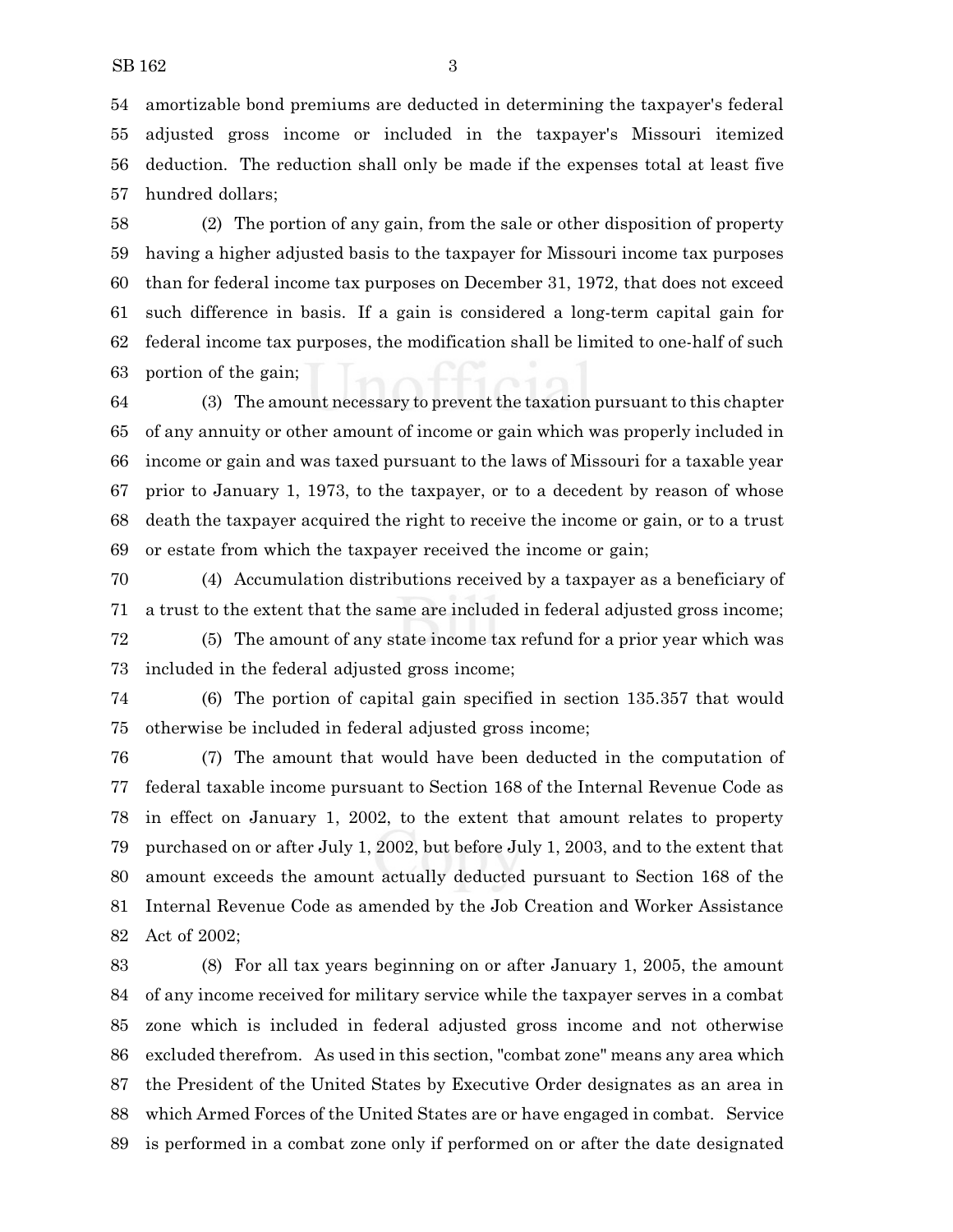amortizable bond premiums are deducted in determining the taxpayer's federal adjusted gross income or included in the taxpayer's Missouri itemized deduction. The reduction shall only be made if the expenses total at least five hundred dollars;

(2) The portion of any gain, from the sale or other disposition of property having a higher adjusted basis to the taxpayer for Missouri income tax purposes than for federal income tax purposes on December 31, 1972, that does not exceed such difference in basis. If a gain is considered a long-term capital gain for federal income tax purposes, the modification shall be limited to one-half of such portion of the gain;

(3) The amount necessary to prevent the taxation pursuant to this chapter of any annuity or other amount of income or gain which was properly included in income or gain and was taxed pursuant to the laws of Missouri for a taxable year prior to January 1, 1973, to the taxpayer, or to a decedent by reason of whose death the taxpayer acquired the right to receive the income or gain, or to a trust or estate from which the taxpayer received the income or gain;

(4) Accumulation distributions received by a taxpayer as a beneficiary of a trust to the extent that the same are included in federal adjusted gross income;

(5) The amount of any state income tax refund for a prior year which was included in the federal adjusted gross income;

(6) The portion of capital gain specified in section 135.357 that would otherwise be included in federal adjusted gross income;

(7) The amount that would have been deducted in the computation of federal taxable income pursuant to Section 168 of the Internal Revenue Code as in effect on January 1, 2002, to the extent that amount relates to property purchased on or after July 1, 2002, but before July 1, 2003, and to the extent that amount exceeds the amount actually deducted pursuant to Section 168 of the Internal Revenue Code as amended by the Job Creation and Worker Assistance Act of 2002;

(8) For all tax years beginning on or after January 1, 2005, the amount of any income received for military service while the taxpayer serves in a combat zone which is included in federal adjusted gross income and not otherwise excluded therefrom. As used in this section, "combat zone" means any area which the President of the United States by Executive Order designates as an area in which Armed Forces of the United States are or have engaged in combat. Service is performed in a combat zone only if performed on or after the date designated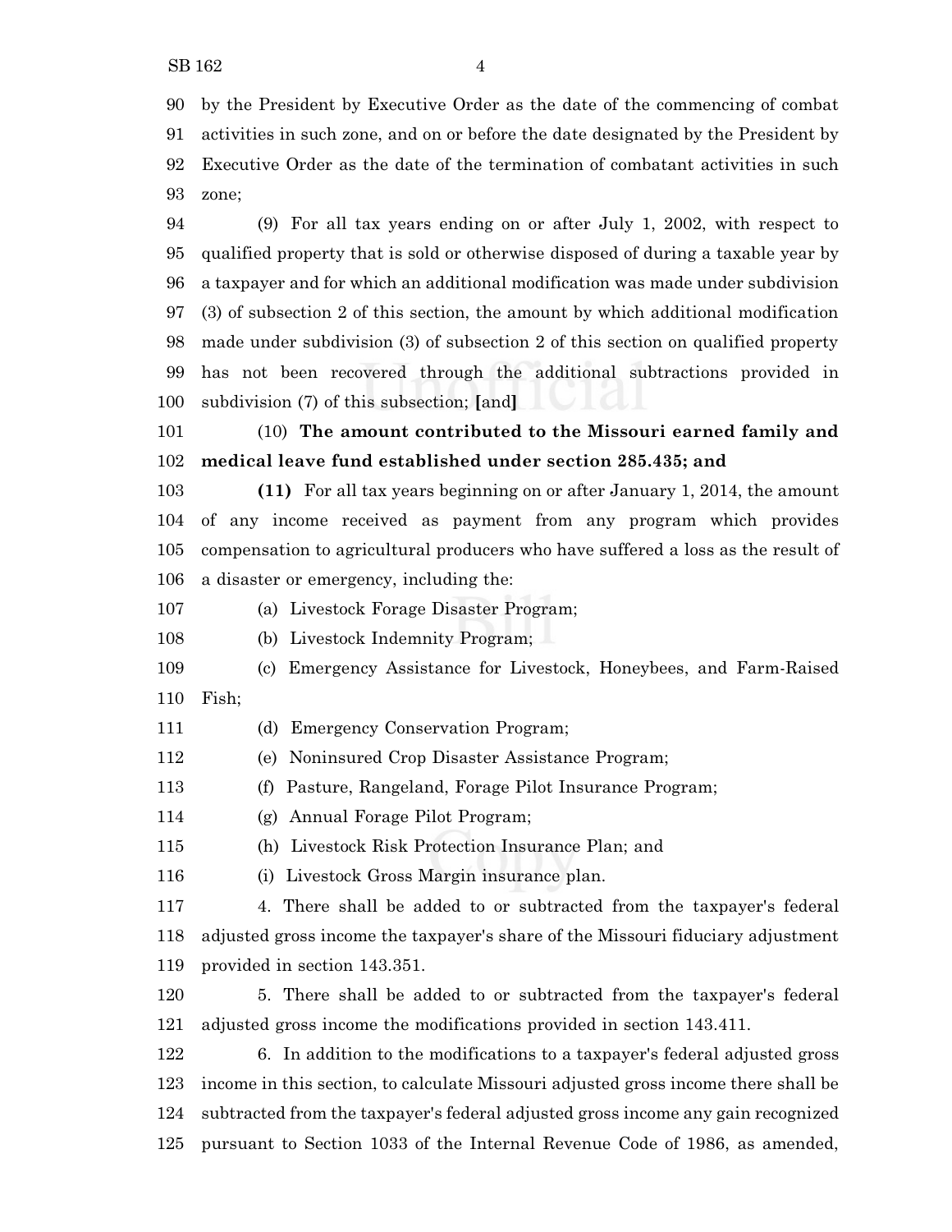by the President by Executive Order as the date of the commencing of combat activities in such zone, and on or before the date designated by the President by Executive Order as the date of the termination of combatant activities in such zone;

(9) For all tax years ending on or after July 1, 2002, with respect to qualified property that is sold or otherwise disposed of during a taxable year by a taxpayer and for which an additional modification was made under subdivision (3) of subsection 2 of this section, the amount by which additional modification made under subdivision (3) of subsection 2 of this section on qualified property has not been recovered through the additional subtractions provided in subdivision (7) of this subsection; **[**and**]**

(10) **The amount contributed to the Missouri earned family and medical leave fund established under section 285.435; and**

**(11)** For all tax years beginning on or after January 1, 2014, the amount of any income received as payment from any program which provides compensation to agricultural producers who have suffered a loss as the result of a disaster or emergency, including the:

(a) Livestock Forage Disaster Program;

(b) Livestock Indemnity Program;

(c) Emergency Assistance for Livestock, Honeybees, and Farm-Raised Fish;

(d) Emergency Conservation Program;

(e) Noninsured Crop Disaster Assistance Program;

(f) Pasture, Rangeland, Forage Pilot Insurance Program;

(g) Annual Forage Pilot Program;

(h) Livestock Risk Protection Insurance Plan; and

(i) Livestock Gross Margin insurance plan.

4. There shall be added to or subtracted from the taxpayer's federal adjusted gross income the taxpayer's share of the Missouri fiduciary adjustment provided in section 143.351.

5. There shall be added to or subtracted from the taxpayer's federal adjusted gross income the modifications provided in section 143.411.

6. In addition to the modifications to a taxpayer's federal adjusted gross income in this section, to calculate Missouri adjusted gross income there shall be subtracted from the taxpayer's federal adjusted gross income any gain recognized pursuant to Section 1033 of the Internal Revenue Code of 1986, as amended,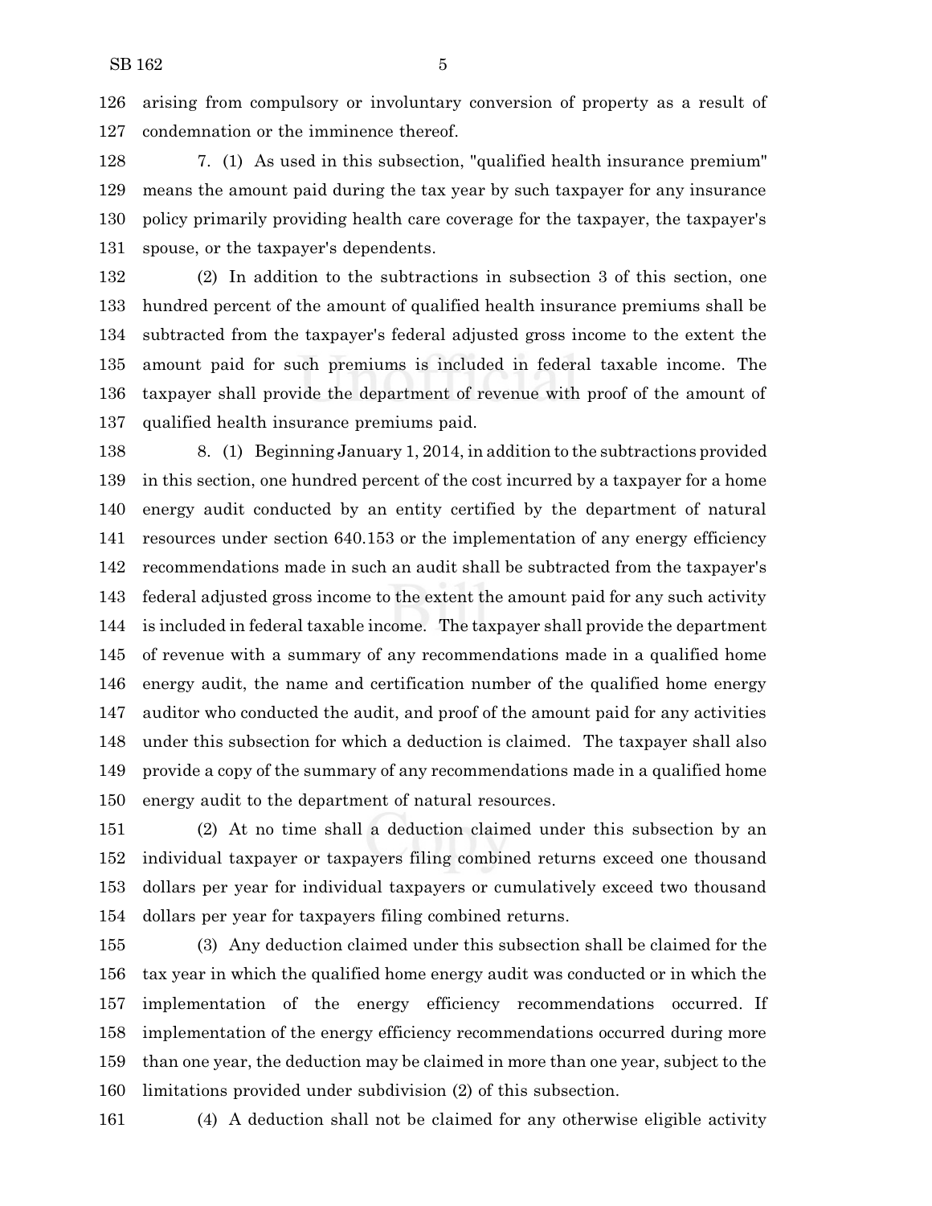arising from compulsory or involuntary conversion of property as a result of condemnation or the imminence thereof.

7. (1) As used in this subsection, "qualified health insurance premium" means the amount paid during the tax year by such taxpayer for any insurance policy primarily providing health care coverage for the taxpayer, the taxpayer's spouse, or the taxpayer's dependents.

(2) In addition to the subtractions in subsection 3 of this section, one hundred percent of the amount of qualified health insurance premiums shall be subtracted from the taxpayer's federal adjusted gross income to the extent the amount paid for such premiums is included in federal taxable income. The taxpayer shall provide the department of revenue with proof of the amount of qualified health insurance premiums paid.

8. (1) Beginning January 1, 2014, in addition to the subtractions provided in this section, one hundred percent of the cost incurred by a taxpayer for a home energy audit conducted by an entity certified by the department of natural resources under section 640.153 or the implementation of any energy efficiency recommendations made in such an audit shall be subtracted from the taxpayer's federal adjusted gross income to the extent the amount paid for any such activity is included in federal taxable income. The taxpayer shall provide the department of revenue with a summary of any recommendations made in a qualified home energy audit, the name and certification number of the qualified home energy auditor who conducted the audit, and proof of the amount paid for any activities under this subsection for which a deduction is claimed. The taxpayer shall also provide a copy of the summary of any recommendations made in a qualified home energy audit to the department of natural resources.

(2) At no time shall a deduction claimed under this subsection by an individual taxpayer or taxpayers filing combined returns exceed one thousand dollars per year for individual taxpayers or cumulatively exceed two thousand dollars per year for taxpayers filing combined returns.

(3) Any deduction claimed under this subsection shall be claimed for the tax year in which the qualified home energy audit was conducted or in which the implementation of the energy efficiency recommendations occurred. If implementation of the energy efficiency recommendations occurred during more than one year, the deduction may be claimed in more than one year, subject to the limitations provided under subdivision (2) of this subsection.

(4) A deduction shall not be claimed for any otherwise eligible activity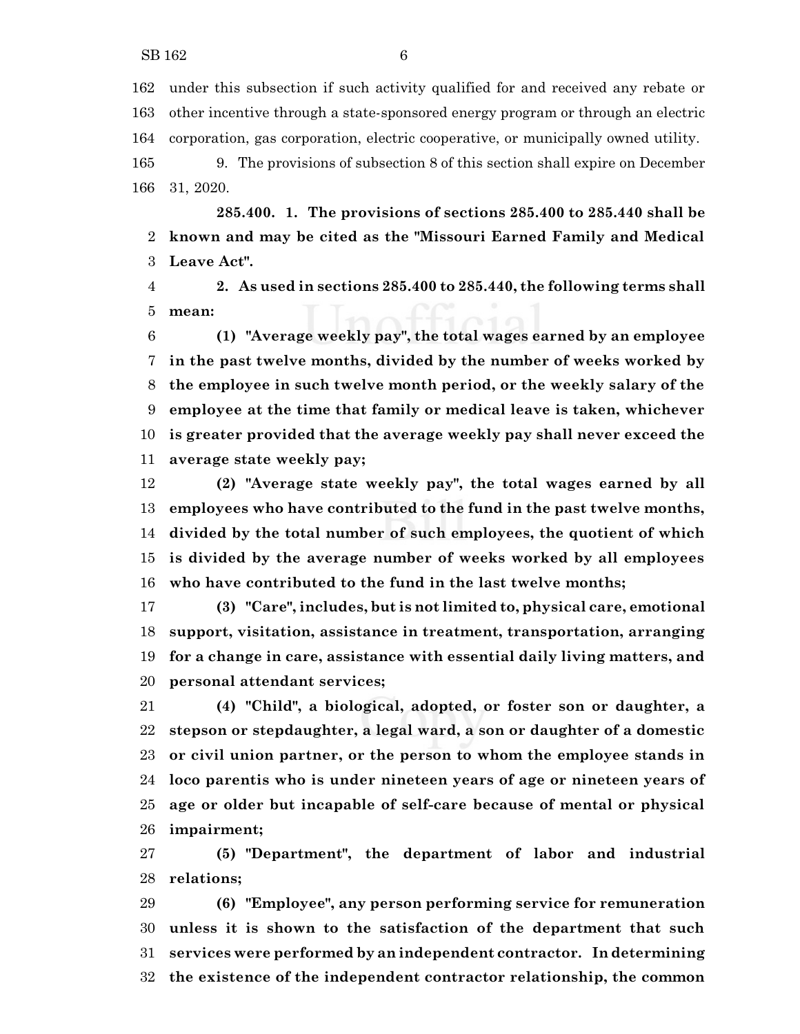under this subsection if such activity qualified for and received any rebate or other incentive through a state-sponsored energy program or through an electric corporation, gas corporation, electric cooperative, or municipally owned utility.

9. The provisions of subsection 8 of this section shall expire on December 31, 2020.

**285.400. 1. The provisions of sections 285.400 to 285.440 shall be known and may be cited as the "Missouri Earned Family and Medical Leave Act".**

**2. As used in sections 285.400 to 285.440, the following terms shall mean:**

**(1) "Average weekly pay", the total wages earned by an employee in the past twelve months, divided by the number of weeks worked by the employee in such twelve month period, or the weekly salary of the employee at the time that family or medical leave is taken, whichever is greater provided that the average weekly pay shall never exceed the average state weekly pay;**

**(2) "Average state weekly pay", the total wages earned by all employees who have contributed to the fund in the past twelve months, divided by the total number of such employees, the quotient of which is divided by the average number of weeks worked by all employees who have contributed to the fund in the last twelve months;**

**(3) "Care", includes, but is not limited to, physical care, emotional support, visitation, assistance in treatment, transportation, arranging for a change in care, assistance with essential daily living matters, and personal attendant services;**

**(4) "Child", a biological, adopted, or foster son or daughter, a stepson or stepdaughter, a legal ward, a son or daughter of a domestic or civil union partner, or the person to whom the employee stands in loco parentis who is under nineteen years of age or nineteen years of age or older but incapable of self-care because of mental or physical impairment;**

**(5) "Department", the department of labor and industrial relations;**

**(6) "Employee", any person performing service for remuneration unless it is shown to the satisfaction of the department that such services were performed by an independent contractor. In determining the existence of the independent contractor relationship, the common**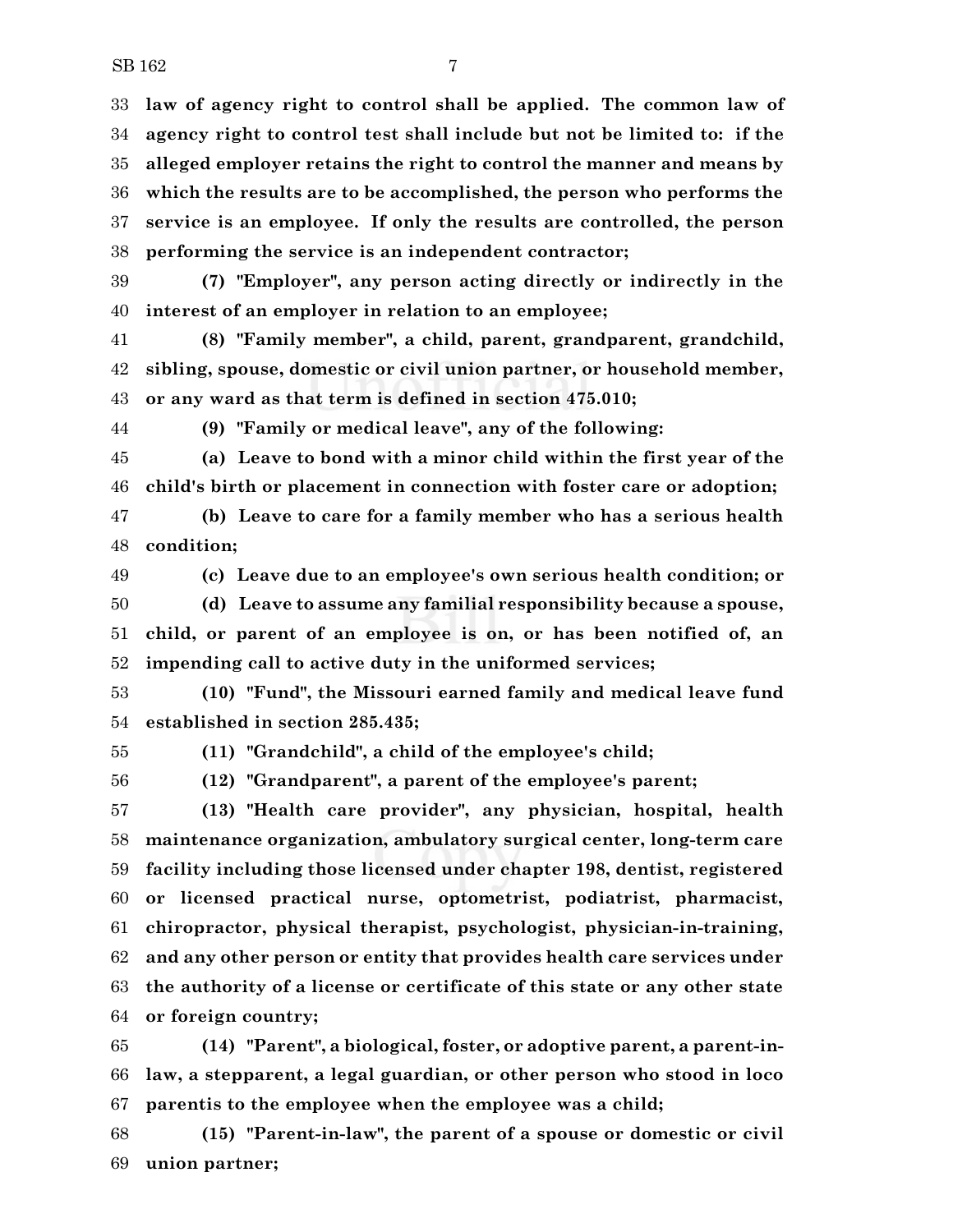**law of agency right to control shall be applied. The common law of agency right to control test shall include but not be limited to: if the alleged employer retains the right to control the manner and means by which the results are to be accomplished, the person who performs the service is an employee. If only the results are controlled, the person performing the service is an independent contractor;**

**(7) "Employer", any person acting directly or indirectly in the interest of an employer in relation to an employee;**

**(8) "Family member", a child, parent, grandparent, grandchild, sibling, spouse, domestic or civil union partner, or household member, or any ward as that term is defined in section 475.010;**

**(9) "Family or medical leave", any of the following:**

**(a) Leave to bond with a minor child within the first year of the child's birth or placement in connection with foster care or adoption;**

**(b) Leave to care for a family member who has a serious health condition;**

**(c) Leave due to an employee's own serious health condition; or**

**(d) Leave to assume any familial responsibility because a spouse, child, or parent of an employee is on, or has been notified of, an impending call to active duty in the uniformed services;**

**(10) "Fund", the Missouri earned family and medical leave fund established in section 285.435;**

**(11) "Grandchild", a child of the employee's child;**

**(12) "Grandparent", a parent of the employee's parent;**

**(13) "Health care provider", any physician, hospital, health maintenance organization, ambulatory surgical center, long-term care facility including those licensed under chapter 198, dentist, registered or licensed practical nurse, optometrist, podiatrist, pharmacist, chiropractor, physical therapist, psychologist, physician-in-training, and any other person or entity that provides health care services under the authority of a license or certificate of this state or any other state or foreign country;**

**(14) "Parent", a biological, foster, or adoptive parent, a parent-in-law, a stepparent, a legal guardian, or other person who stood in loco parentis to the employee when the employee was a child;**

**(15) "Parent-in-law", the parent of a spouse or domestic or civil union partner;**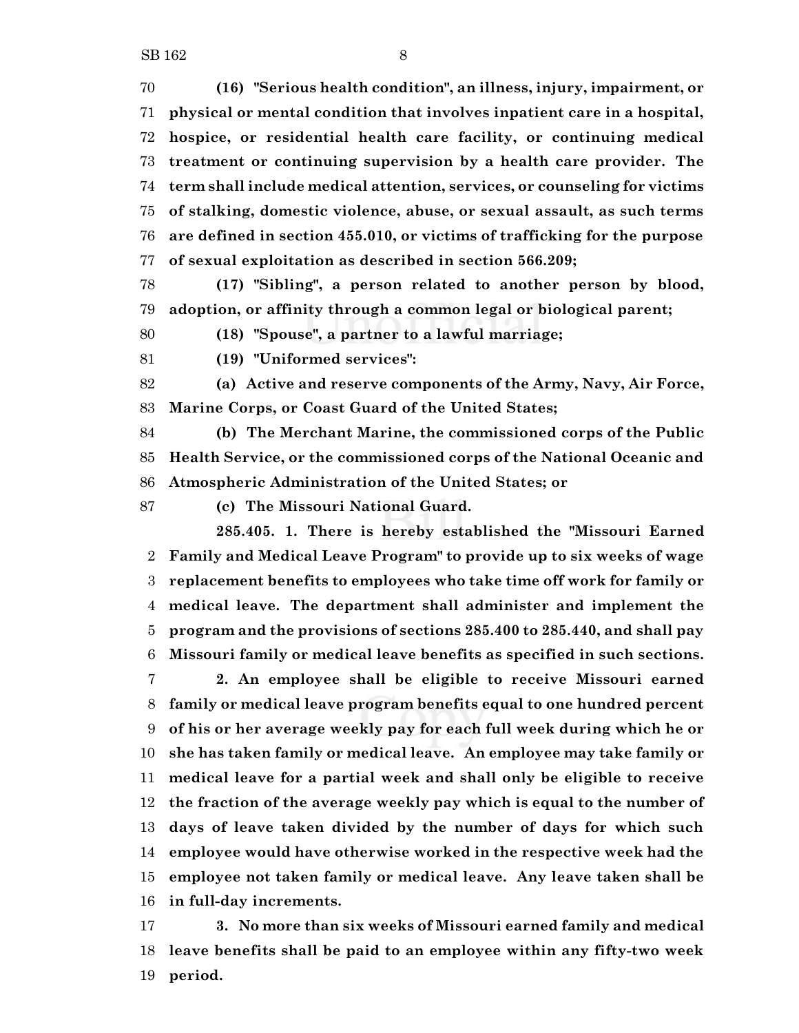**(16) "Serious health condition", an illness, injury, impairment, or physical or mental condition that involves inpatient care in a hospital, hospice, or residential health care facility, or continuing medical treatment or continuing supervision by a health care provider. The term shall include medical attention, services, or counseling for victims of stalking, domestic violence, abuse, or sexual assault, as such terms are defined in section 455.010, or victims of trafficking for the purpose of sexual exploitation as described in section 566.209;**

**(17) "Sibling", a person related to another person by blood, adoption, or affinity through a common legal or biological parent;**

**(18) "Spouse", a partner to a lawful marriage;**

**(19) "Uniformed services":**

**(a) Active and reserve components of the Army, Navy, Air Force, Marine Corps, or Coast Guard of the United States;**

**(b) The Merchant Marine, the commissioned corps of the Public Health Service, or the commissioned corps of the National Oceanic and Atmospheric Administration of the United States; or**

**(c) The Missouri National Guard.**

**285.405. 1. There is hereby established the "Missouri Earned Family and Medical Leave Program" to provide up to six weeks of wage replacement benefits to employees who take time off work for family or medical leave. The department shall administer and implement the program and the provisions of sections 285.400 to 285.440, and shall pay Missouri family or medical leave benefits as specified in such sections.**

**2. An employee shall be eligible to receive Missouri earned family or medical leave program benefits equal to one hundred percent of his or her average weekly pay for each full week during which he or she has taken family or medical leave. An employee may take family or medical leave for a partial week and shall only be eligible to receive the fraction of the average weekly pay which is equal to the number of days of leave taken divided by the number of days for which such employee would have otherwise worked in the respective week had the employee not taken family or medical leave. Any leave taken shall be in full-day increments.**

**3. No more than six weeks of Missouri earned family and medical leave benefits shall be paid to an employee within any fifty-two week period.**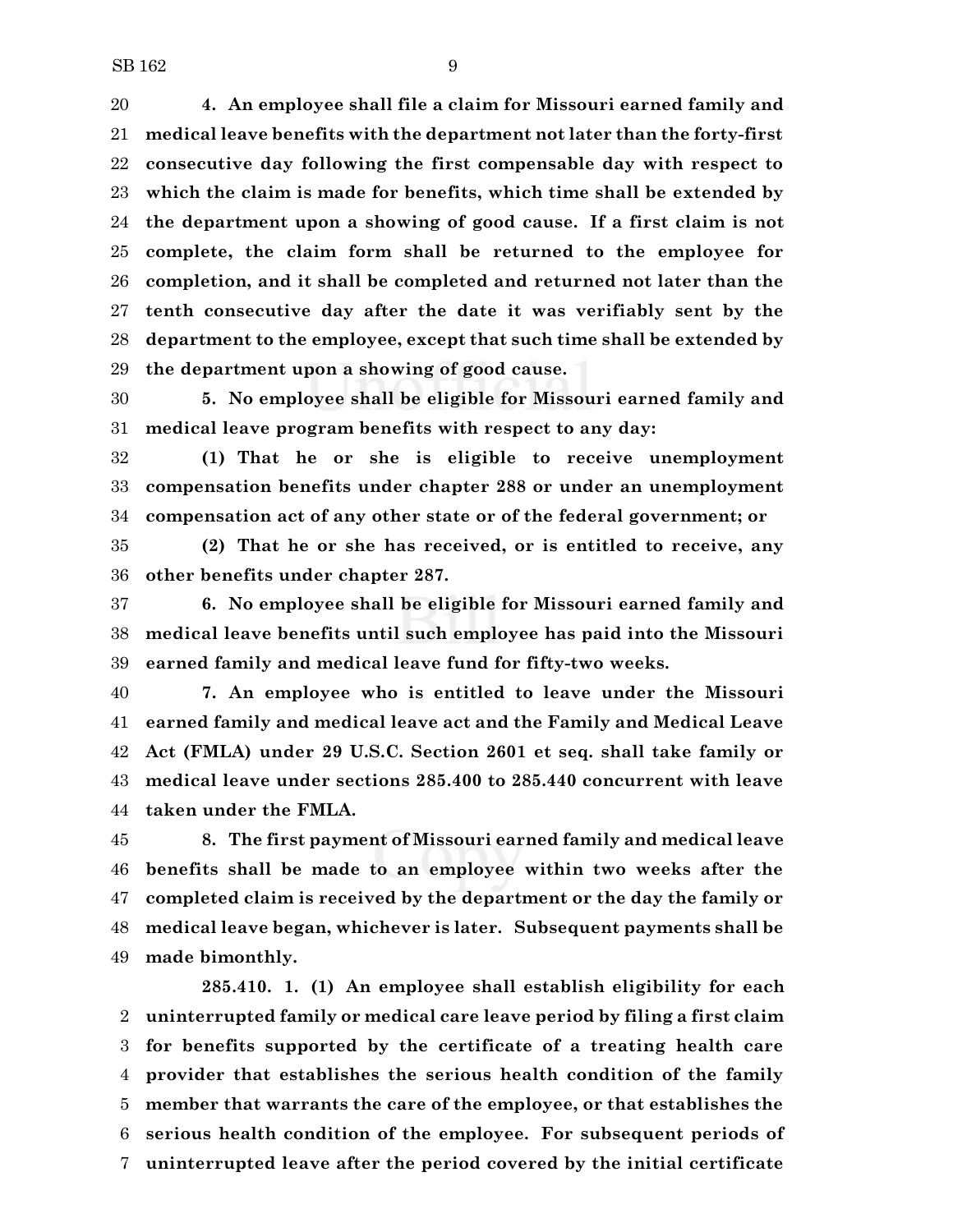**4. An employee shall file a claim for Missouri earned family and medical leave benefits with the department not later than the forty-first consecutive day following the first compensable day with respect to which the claim is made for benefits, which time shall be extended by the department upon a showing of good cause. If a first claim is not complete, the claim form shall be returned to the employee for completion, and it shall be completed and returned not later than the tenth consecutive day after the date it was verifiably sent by the department to the employee, except that such time shall be extended by the department upon a showing of good cause.**

**5. No employee shall be eligible for Missouri earned family and medical leave program benefits with respect to any day:**

**(1) That he or she is eligible to receive unemployment compensation benefits under chapter 288 or under an unemployment compensation act of any other state or of the federal government; or**

**(2) That he or she has received, or is entitled to receive, any other benefits under chapter 287.**

**6. No employee shall be eligible for Missouri earned family and medical leave benefits until such employee has paid into the Missouri earned family and medical leave fund for fifty-two weeks.**

**7. An employee who is entitled to leave under the Missouri earned family and medical leave act and the Family and Medical Leave Act (FMLA) under 29 U.S.C. Section 2601 et seq. shall take family or medical leave under sections 285.400 to 285.440 concurrent with leave taken under the FMLA.**

**8. The first payment of Missouri earned family and medical leave benefits shall be made to an employee within two weeks after the completed claim is received by the department or the day the family or medical leave began, whichever is later. Subsequent payments shall be made bimonthly.**

**285.410. 1. (1) An employee shall establish eligibility for each uninterrupted family or medical care leave period by filing a first claim for benefits supported by the certificate of a treating health care provider that establishes the serious health condition of the family member that warrants the care of the employee, or that establishes the serious health condition of the employee. For subsequent periods of uninterrupted leave after the period covered by the initial certificate**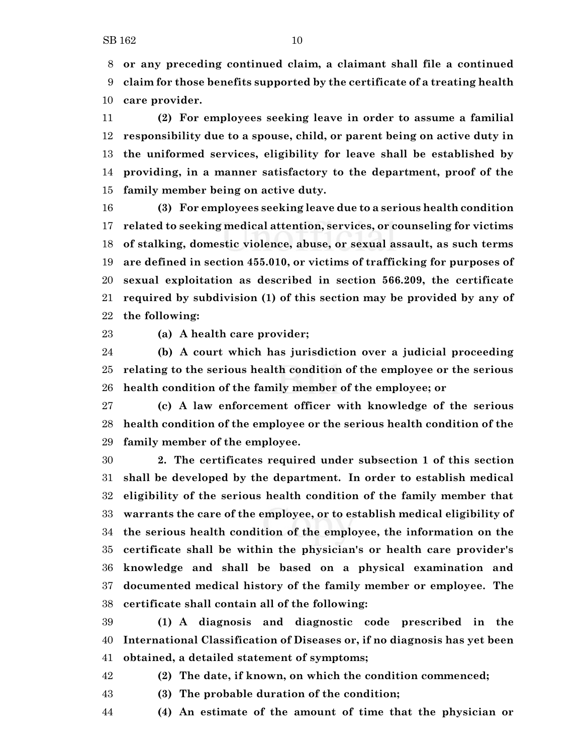**or any preceding continued claim, a claimant shall file a continued claim for those benefits supported by the certificate of a treating health care provider.**

**(2) For employees seeking leave in order to assume a familial responsibility due to a spouse, child, or parent being on active duty in the uniformed services, eligibility for leave shall be established by providing, in a manner satisfactory to the department, proof of the family member being on active duty.**

**(3) For employees seeking leave due to a serious health condition related to seeking medical attention, services, or counseling for victims of stalking, domestic violence, abuse, or sexual assault, as such terms are defined in section 455.010, or victims of trafficking for purposes of sexual exploitation as described in section 566.209, the certificate required by subdivision (1) of this section may be provided by any of the following:**

**(a) A health care provider;**

**(b) A court which has jurisdiction over a judicial proceeding relating to the serious health condition of the employee or the serious health condition of the family member of the employee; or**

**(c) A law enforcement officer with knowledge of the serious health condition of the employee or the serious health condition of the family member of the employee.**

**2. The certificates required under subsection 1 of this section shall be developed by the department. In order to establish medical eligibility of the serious health condition of the family member that warrants the care of the employee, or to establish medical eligibility of the serious health condition of the employee, the information on the certificate shall be within the physician's or health care provider's knowledge and shall be based on a physical examination and documented medical history of the family member or employee. The certificate shall contain all of the following:**

**(1) A diagnosis and diagnostic code prescribed in the International Classification of Diseases or, if no diagnosis has yet been obtained, a detailed statement of symptoms;**

**(2) The date, if known, on which the condition commenced;**

**(3) The probable duration of the condition;**

**(4) An estimate of the amount of time that the physician or**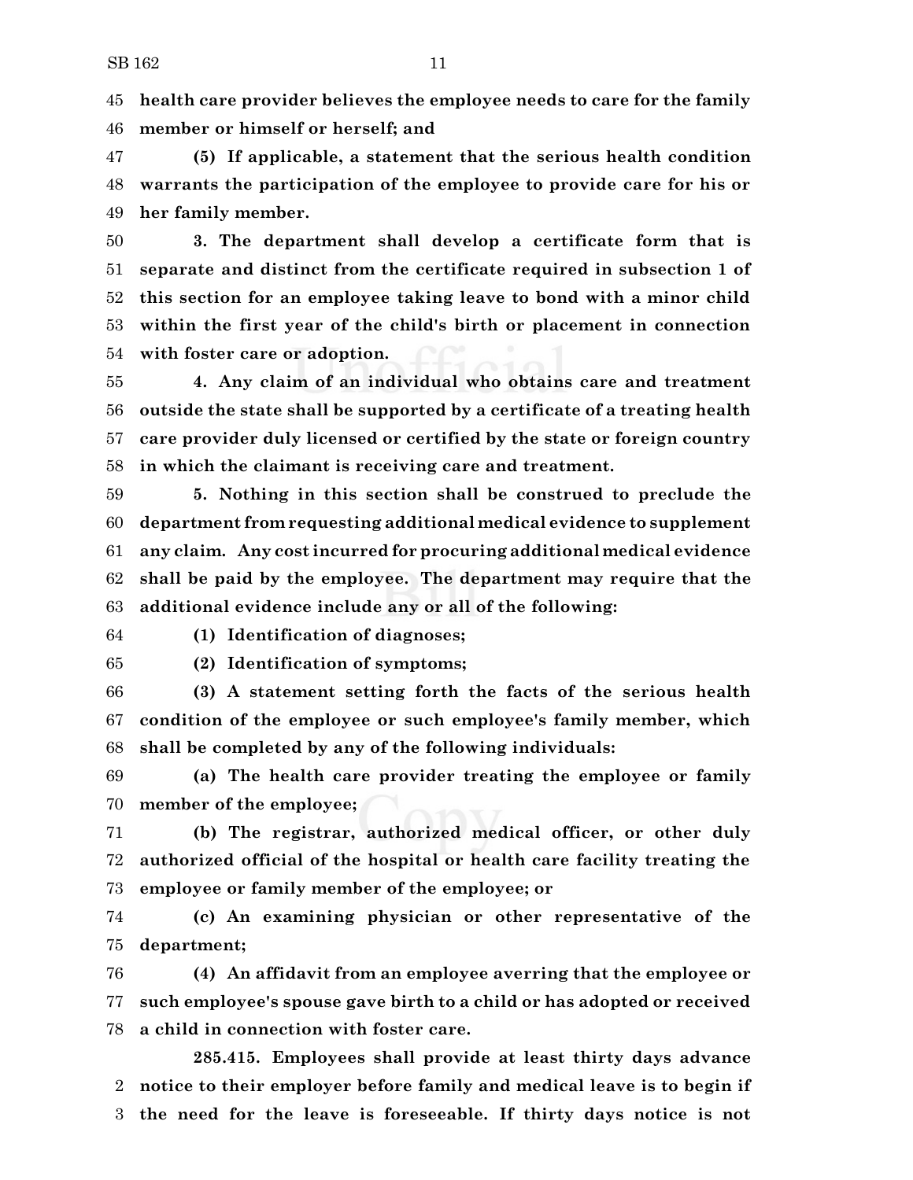**health care provider believes the employee needs to care for the family member or himself or herself; and**

**(5) If applicable, a statement that the serious health condition warrants the participation of the employee to provide care for his or her family member.**

**3. The department shall develop a certificate form that is separate and distinct from the certificate required in subsection 1 of this section for an employee taking leave to bond with a minor child within the first year of the child's birth or placement in connection with foster care or adoption.**

**4. Any claim of an individual who obtains care and treatment outside the state shall be supported by a certificate of a treating health care provider duly licensed or certified by the state or foreign country in which the claimant is receiving care and treatment.**

**5. Nothing in this section shall be construed to preclude the department from requesting additional medical evidence to supplement any claim. Any cost incurred for procuring additional medical evidence shall be paid by the employee. The department may require that the additional evidence include any or all of the following:**

**(1) Identification of diagnoses;**

**(2) Identification of symptoms;**

**(3) A statement setting forth the facts of the serious health condition of the employee or such employee's family member, which shall be completed by any of the following individuals:**

**(a) The health care provider treating the employee or family member of the employee;**

**(b) The registrar, authorized medical officer, or other duly authorized official of the hospital or health care facility treating the employee or family member of the employee; or**

**(c) An examining physician or other representative of the department;**

**(4) An affidavit from an employee averring that the employee or such employee's spouse gave birth to a child or has adopted or received a child in connection with foster care.**

**285.415. Employees shall provide at least thirty days advance notice to their employer before family and medical leave is to begin if the need for the leave is foreseeable. If thirty days notice is not**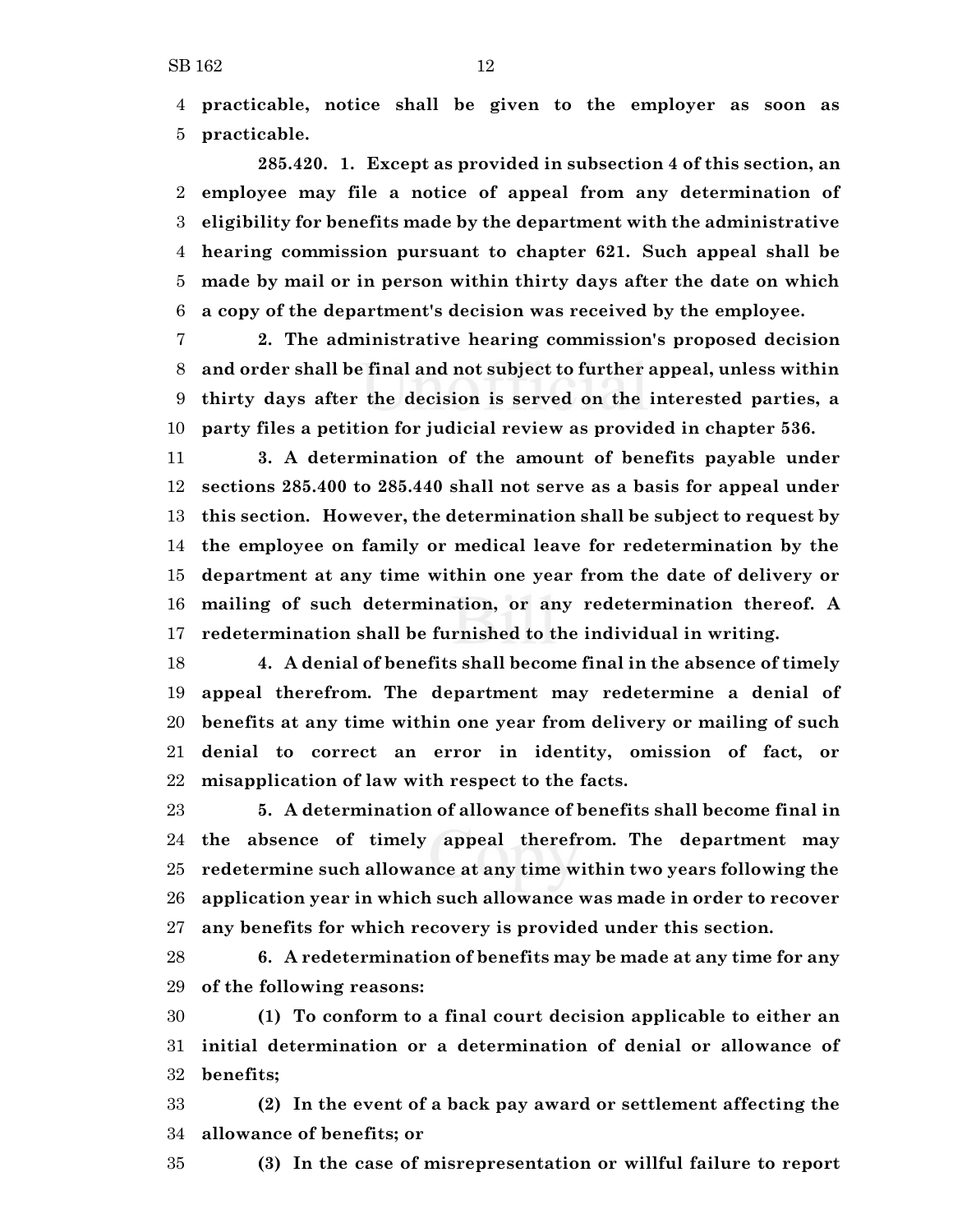**practicable, notice shall be given to the employer as soon as practicable.**

**285.420. 1. Except as provided in subsection 4 of this section, an employee may file a notice of appeal from any determination of eligibility for benefits made by the department with the administrative hearing commission pursuant to chapter 621. Such appeal shall be made by mail or in person within thirty days after the date on which a copy of the department's decision was received by the employee.**

**2. The administrative hearing commission's proposed decision and order shall be final and not subject to further appeal, unless within thirty days after the decision is served on the interested parties, a party files a petition for judicial review as provided in chapter 536.**

**3. A determination of the amount of benefits payable under sections 285.400 to 285.440 shall not serve as a basis for appeal under this section. However, the determination shall be subject to request by the employee on family or medical leave for redetermination by the department at any time within one year from the date of delivery or mailing of such determination, or any redetermination thereof. A redetermination shall be furnished to the individual in writing.**

**4. A denial of benefits shall become final in the absence of timely appeal therefrom. The department may redetermine a denial of benefits at any time within one year from delivery or mailing of such denial to correct an error in identity, omission of fact, or misapplication of law with respect to the facts.**

**5. A determination of allowance of benefits shall become final in the absence of timely appeal therefrom. The department may redetermine such allowance at any time within two years following the application year in which such allowance was made in order to recover any benefits for which recovery is provided under this section.**

**6. A redetermination of benefits may be made at any time for any of the following reasons:**

**(1) To conform to a final court decision applicable to either an initial determination or a determination of denial or allowance of benefits;**

**(2) In the event of a back pay award or settlement affecting the allowance of benefits; or**

**(3) In the case of misrepresentation or willful failure to report**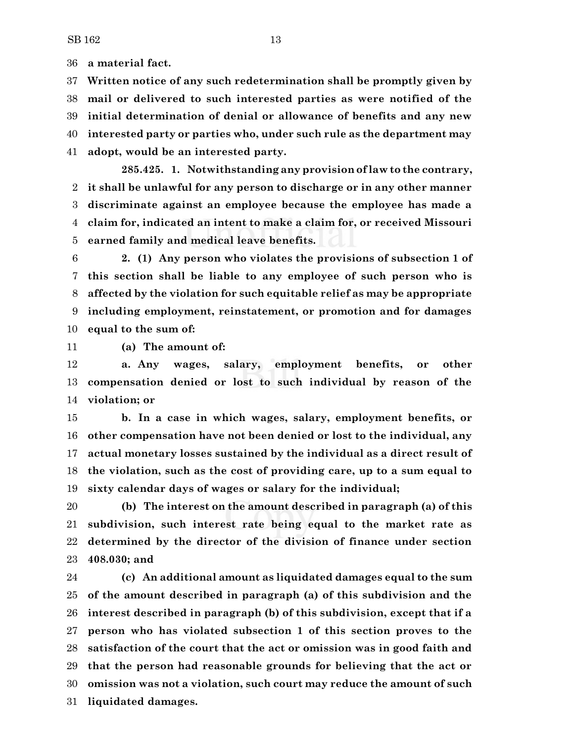**a material fact.**

**Written notice of any such redetermination shall be promptly given by mail or delivered to such interested parties as were notified of the initial determination of denial or allowance of benefits and any new interested party or parties who, under such rule as the department may adopt, would be an interested party.**

**285.425. 1. Notwithstanding any provision of law to the contrary, it shall be unlawful for any person to discharge or in any other manner discriminate against an employee because the employee has made a claim for, indicated an intent to make a claim for, or received Missouri earned family and medical leave benefits.**

**2. (1) Any person who violates the provisions of subsection 1 of this section shall be liable to any employee of such person who is affected by the violation for such equitable relief as may be appropriate including employment, reinstatement, or promotion and for damages equal to the sum of:**

**(a) The amount of:**

**a. Any wages, salary, employment benefits, or other compensation denied or lost to such individual by reason of the violation; or**

**b. In a case in which wages, salary, employment benefits, or other compensation have not been denied or lost to the individual, any actual monetary losses sustained by the individual as a direct result of the violation, such as the cost of providing care, up to a sum equal to sixty calendar days of wages or salary for the individual;**

**(b) The interest on the amount described in paragraph (a) of this subdivision, such interest rate being equal to the market rate as determined by the director of the division of finance under section 408.030; and**

**(c) An additional amount as liquidated damages equal to the sum of the amount described in paragraph (a) of this subdivision and the interest described in paragraph (b) of this subdivision, except that if a person who has violated subsection 1 of this section proves to the satisfaction of the court that the act or omission was in good faith and that the person had reasonable grounds for believing that the act or omission was not a violation, such court may reduce the amount of such liquidated damages.**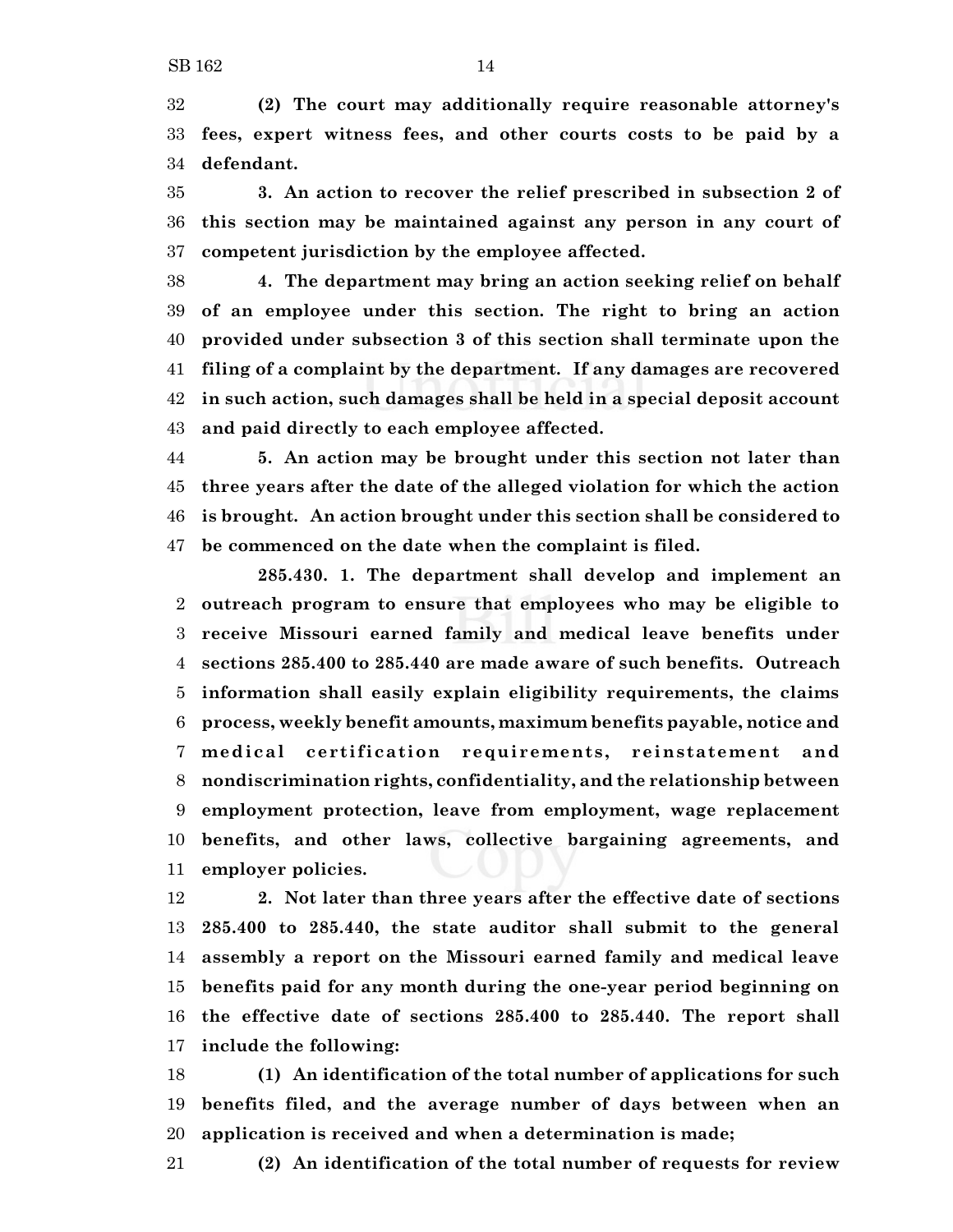**(2) The court may additionally require reasonable attorney's fees, expert witness fees, and other courts costs to be paid by a defendant.**

**3. An action to recover the relief prescribed in subsection 2 of this section may be maintained against any person in any court of competent jurisdiction by the employee affected.**

**4. The department may bring an action seeking relief on behalf of an employee under this section. The right to bring an action provided under subsection 3 of this section shall terminate upon the filing of a complaint by the department. If any damages are recovered in such action, such damages shall be held in a special deposit account and paid directly to each employee affected.**

**5. An action may be brought under this section not later than three years after the date of the alleged violation for which the action is brought. An action brought under this section shall be considered to be commenced on the date when the complaint is filed.**

**285.430. 1. The department shall develop and implement an outreach program to ensure that employees who may be eligible to receive Missouri earned family and medical leave benefits under sections 285.400 to 285.440 are made aware of such benefits. Outreach information shall easily explain eligibility requirements, the claims process, weekly benefit amounts, maximum benefits payable, notice and medical certification requirements, reinstatement and nondiscrimination rights, confidentiality, and the relationship between employment protection, leave from employment, wage replacement benefits, and other laws, collective bargaining agreements, and employer policies.**

**2. Not later than three years after the effective date of sections 285.400 to 285.440, the state auditor shall submit to the general assembly a report on the Missouri earned family and medical leave benefits paid for any month during the one-year period beginning on the effective date of sections 285.400 to 285.440. The report shall include the following:**

**(1) An identification of the total number of applications for such benefits filed, and the average number of days between when an application is received and when a determination is made;**

**(2) An identification of the total number of requests for review**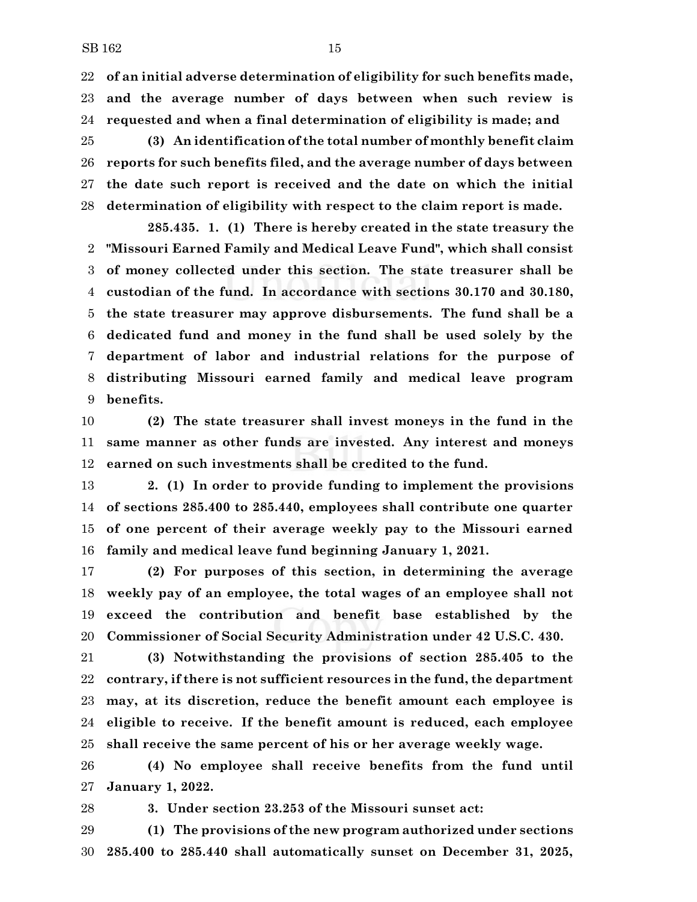**of an initial adverse determination of eligibility for such benefits made, and the average number of days between when such review is requested and when a final determination of eligibility is made; and**

**(3) An identification of the total number of monthly benefit claim reports for such benefits filed, and the average number of days between the date such report is received and the date on which the initial determination of eligibility with respect to the claim report is made.**

**285.435. 1. (1) There is hereby created in the state treasury the "Missouri Earned Family and Medical Leave Fund", which shall consist of money collected under this section. The state treasurer shall be custodian of the fund. In accordance with sections 30.170 and 30.180, the state treasurer may approve disbursements. The fund shall be a dedicated fund and money in the fund shall be used solely by the department of labor and industrial relations for the purpose of distributing Missouri earned family and medical leave program benefits.**

**(2) The state treasurer shall invest moneys in the fund in the same manner as other funds are invested. Any interest and moneys earned on such investments shall be credited to the fund.**

**2. (1) In order to provide funding to implement the provisions of sections 285.400 to 285.440, employees shall contribute one quarter of one percent of their average weekly pay to the Missouri earned family and medical leave fund beginning January 1, 2021.**

**(2) For purposes of this section, in determining the average weekly pay of an employee, the total wages of an employee shall not exceed the contribution and benefit base established by the Commissioner of Social Security Administration under 42 U.S.C. 430.**

**(3) Notwithstanding the provisions of section 285.405 to the contrary, if there is not sufficient resources in the fund, the department may, at its discretion, reduce the benefit amount each employee is eligible to receive. If the benefit amount is reduced, each employee shall receive the same percent of his or her average weekly wage.**

**(4) No employee shall receive benefits from the fund until January 1, 2022.**

**3. Under section 23.253 of the Missouri sunset act:**

**(1) The provisions of the new program authorized under sections 285.400 to 285.440 shall automatically sunset on December 31, 2025,**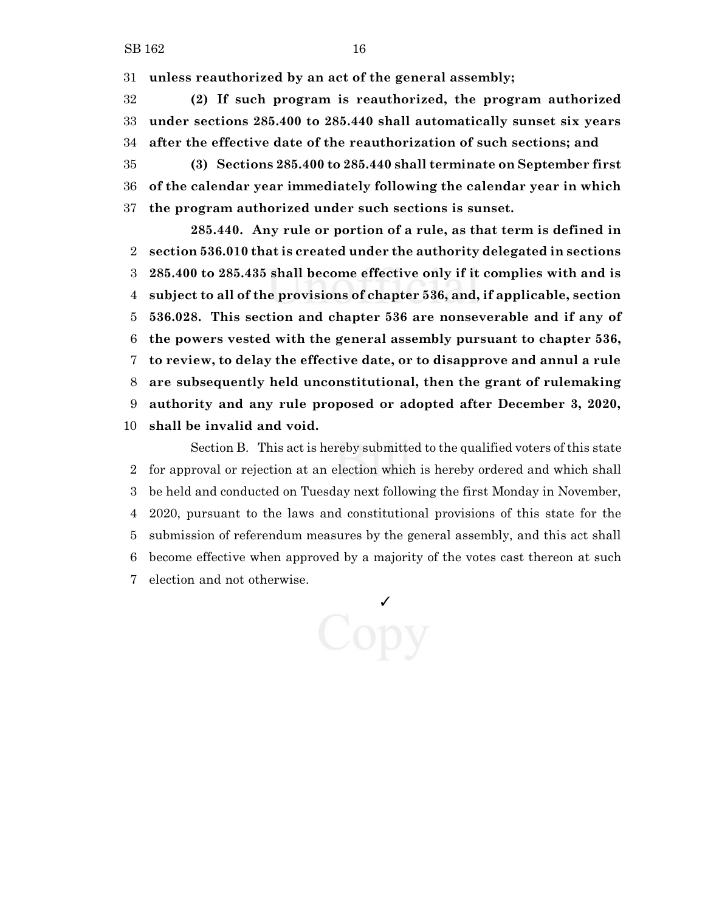**unless reauthorized by an act of the general assembly;**

**(2) If such program is reauthorized, the program authorized under sections 285.400 to 285.440 shall automatically sunset six years after the effective date of the reauthorization of such sections; and**

**(3) Sections 285.400 to 285.440 shall terminate on September first of the calendar year immediately following the calendar year in which the program authorized under such sections is sunset.**

**285.440. Any rule or portion of a rule, as that term is defined in section 536.010 that is created under the authority delegated in sections 285.400 to 285.435 shall become effective only if it complies with and is subject to all of the provisions of chapter 536, and, if applicable, section 536.028. This section and chapter 536 are nonseverable and if any of the powers vested with the general assembly pursuant to chapter 536, to review, to delay the effective date, or to disapprove and annul a rule are subsequently held unconstitutional, then the grant of rulemaking authority and any rule proposed or adopted after December 3, 2020, shall be invalid and void.**

Section B. This act is hereby submitted to the qualified voters of this state for approval or rejection at an election which is hereby ordered and which shall be held and conducted on Tuesday next following the first Monday in November, 2020, pursuant to the laws and constitutional provisions of this state for the submission of referendum measures by the general assembly, and this act shall become effective when approved by a majority of the votes cast thereon at such election and not otherwise.

✓